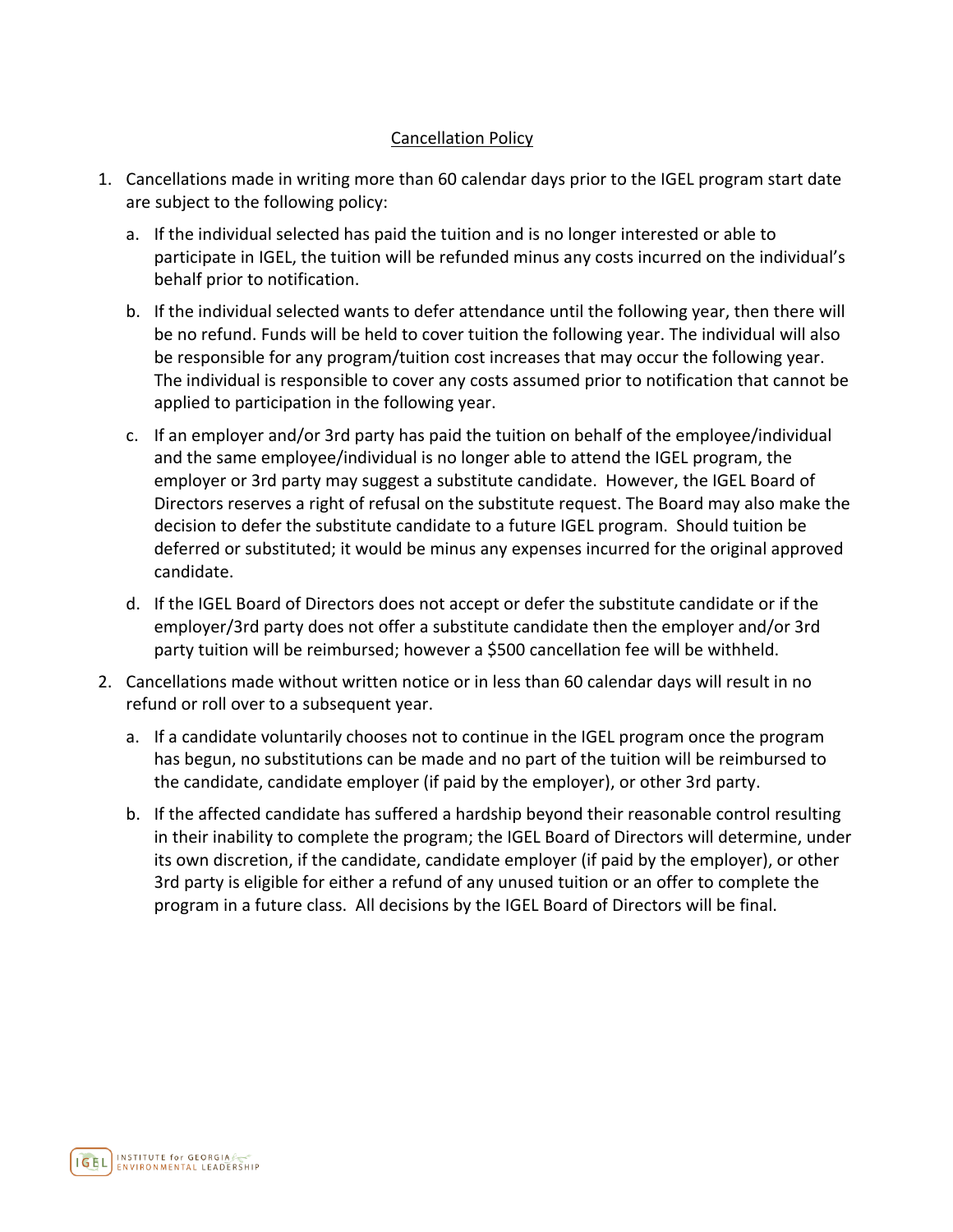# Cancellation Policy

1. Cancellations made in writing more than 60 calendar days prior to the IGEL program start date are subject to the following policy:

   a. If the individual selected has paid the tuition and is no longer interested or able to participate in IGEL, the tuition will be refunded minus any costs incurred on the individual's behalf prior to notification.

   b. If the individual selected wants to defer attendance until the following year, then there will be no refund. Funds will be held to cover tuition the following year. The individual will also be responsible for any program/tuition cost increases that may occur the following year. The individual is responsible to cover any costs assumed prior to notification that cannot be applied to participation in the following year.

   c. If an employer and/or 3rd party has paid the tuition on behalf of the employee/individual and the same employee/individual is no longer able to attend the IGEL program, the employer or 3rd party may suggest a substitute candidate. However, the IGEL Board of Directors reserves a right of refusal on the substitute request. The Board may also make the decision to defer the substitute candidate to a future IGEL program. Should tuition be deferred or substituted; it would be minus any expenses incurred for the original approved candidate.

   d. If the IGEL Board of Directors does not accept or defer the substitute candidate or if the employer/3rd party does not offer a substitute candidate then the employer and/or 3rd party tuition will be reimbursed; however a $500 cancellation fee will be withheld.

2. Cancellations made without written notice or in less than 60 calendar days will result in no refund or roll over to a subsequent year.

   a. If a candidate voluntarily chooses not to continue in the IGEL program once the program has begun, no substitutions can be made and no part of the tuition will be reimbursed to the candidate, candidate employer (if paid by the employer), or other 3rd party.

   b. If the affected candidate has suffered a hardship beyond their reasonable control resulting in their inability to complete the program; the IGEL Board of Directors will determine, under its own discretion, if the candidate, candidate employer (if paid by the employer), or other 3rd party is eligible for either a refund of any unused tuition or an offer to complete the program in a future class. All decisions by the IGEL Board of Directors will be final.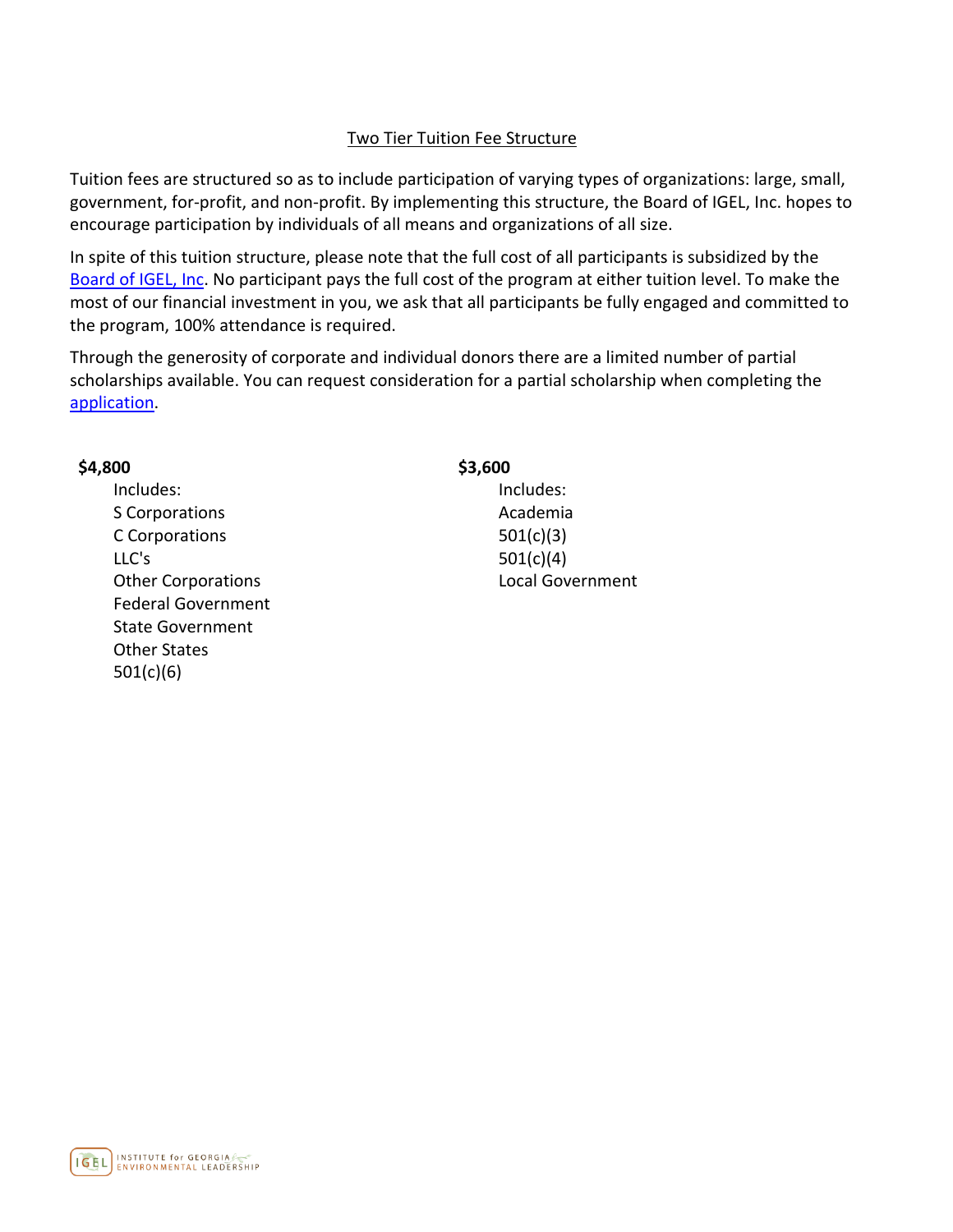## Two Tier Tuition Fee Structure

Tuition fees are structured so as to include participation of varying types of organizations: large, small, government, for-profit, and non-profit. By implementing this structure, the Board of IGEL, Inc. hopes to encourage participation by individuals of all means and organizations of all size.

In spite of this tuition structure, please note that the full cost of all participants is subsidized by the Board of IGEL, Inc. No participant pays the full cost of the program at either tuition level. To make the most of our financial investment in you, we ask that all participants be fully engaged and committed to the program, 100% attendance is required.

Through the generosity of corporate and individual donors there are a limited number of partial scholarships available. You can request consideration for a partial scholarship when completing the application.

**$4,800**

Includes:
- S Corporations
- C Corporations
- LLC's
- Other Corporations
- Federal Government
- State Government
- Other States
- 501(c)(6)

**$3,600**

Includes:
- Academia
- 501(c)(3)
- 501(c)(4)
- Local Government